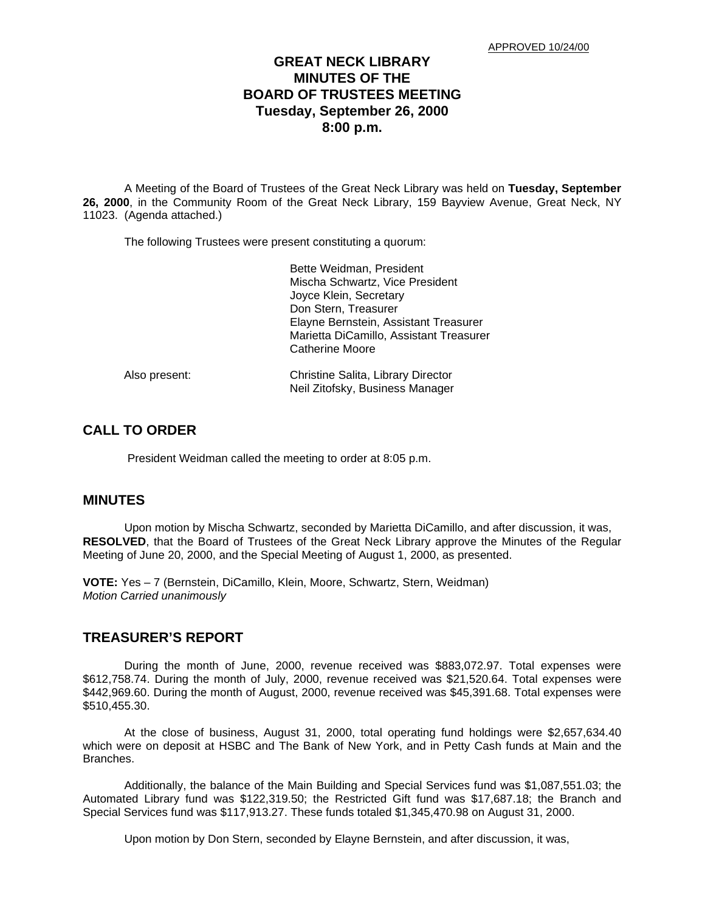APPROVED 10/24/00

# GREAT NECK LIBRARY
# MINUTES OF THE
# BOARD OF TRUSTEES MEETING
# Tuesday, September 26, 2000
# 8:00 p.m.

A Meeting of the Board of Trustees of the Great Neck Library was held on **Tuesday, September 26, 2000**, in the Community Room of the Great Neck Library, 159 Bayview Avenue, Great Neck, NY 11023. (Agenda attached.)

The following Trustees were present constituting a quorum:

Bette Weidman, President
Mischa Schwartz, Vice President
Joyce Klein, Secretary
Don Stern, Treasurer
Elayne Bernstein, Assistant Treasurer
Marietta DiCamillo, Assistant Treasurer
Catherine Moore

Also present:

Christine Salita, Library Director
Neil Zitofsky, Business Manager

## CALL TO ORDER

President Weidman called the meeting to order at 8:05 p.m.

## MINUTES

Upon motion by Mischa Schwartz, seconded by Marietta DiCamillo, and after discussion, it was, **RESOLVED**, that the Board of Trustees of the Great Neck Library approve the Minutes of the Regular Meeting of June 20, 2000, and the Special Meeting of August 1, 2000, as presented.

**VOTE:** Yes – 7 (Bernstein, DiCamillo, Klein, Moore, Schwartz, Stern, Weidman)
*Motion Carried unanimously*

## TREASURER'S REPORT

During the month of June, 2000, revenue received was $883,072.97. Total expenses were $612,758.74. During the month of July, 2000, revenue received was $21,520.64. Total expenses were $442,969.60. During the month of August, 2000, revenue received was $45,391.68. Total expenses were $510,455.30.

At the close of business, August 31, 2000, total operating fund holdings were $2,657,634.40 which were on deposit at HSBC and The Bank of New York, and in Petty Cash funds at Main and the Branches.

Additionally, the balance of the Main Building and Special Services fund was $1,087,551.03; the Automated Library fund was $122,319.50; the Restricted Gift fund was $17,687.18; the Branch and Special Services fund was $117,913.27. These funds totaled $1,345,470.98 on August 31, 2000.

Upon motion by Don Stern, seconded by Elayne Bernstein, and after discussion, it was,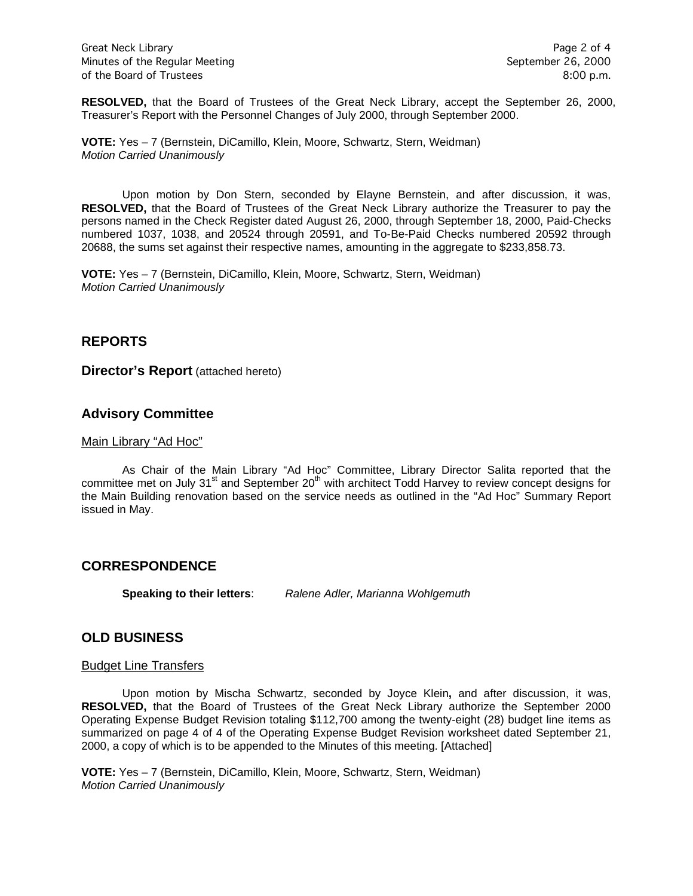**RESOLVED,** that the Board of Trustees of the Great Neck Library, accept the September 26, 2000, Treasurer's Report with the Personnel Changes of July 2000, through September 2000.

**VOTE:** Yes – 7 (Bernstein, DiCamillo, Klein, Moore, Schwartz, Stern, Weidman)
*Motion Carried Unanimously*

Upon motion by Don Stern, seconded by Elayne Bernstein, and after discussion, it was, **RESOLVED,** that the Board of Trustees of the Great Neck Library authorize the Treasurer to pay the persons named in the Check Register dated August 26, 2000, through September 18, 2000, Paid-Checks numbered 1037, 1038, and 20524 through 20591, and To-Be-Paid Checks numbered 20592 through 20688, the sums set against their respective names, amounting in the aggregate to $233,858.73.

**VOTE:** Yes – 7 (Bernstein, DiCamillo, Klein, Moore, Schwartz, Stern, Weidman)
*Motion Carried Unanimously*

## REPORTS

**Director's Report** (attached hereto)

## Advisory Committee

Main Library "Ad Hoc"

As Chair of the Main Library "Ad Hoc" Committee, Library Director Salita reported that the committee met on July 31st and September 20th with architect Todd Harvey to review concept designs for the Main Building renovation based on the service needs as outlined in the "Ad Hoc" Summary Report issued in May.

## CORRESPONDENCE

**Speaking to their letters**: *Ralene Adler, Marianna Wohlgemuth*

## OLD BUSINESS

Budget Line Transfers

Upon motion by Mischa Schwartz, seconded by Joyce Klein**,** and after discussion, it was, **RESOLVED,** that the Board of Trustees of the Great Neck Library authorize the September 2000 Operating Expense Budget Revision totaling $112,700 among the twenty-eight (28) budget line items as summarized on page 4 of 4 of the Operating Expense Budget Revision worksheet dated September 21, 2000, a copy of which is to be appended to the Minutes of this meeting. [Attached]

**VOTE:** Yes – 7 (Bernstein, DiCamillo, Klein, Moore, Schwartz, Stern, Weidman)
*Motion Carried Unanimously*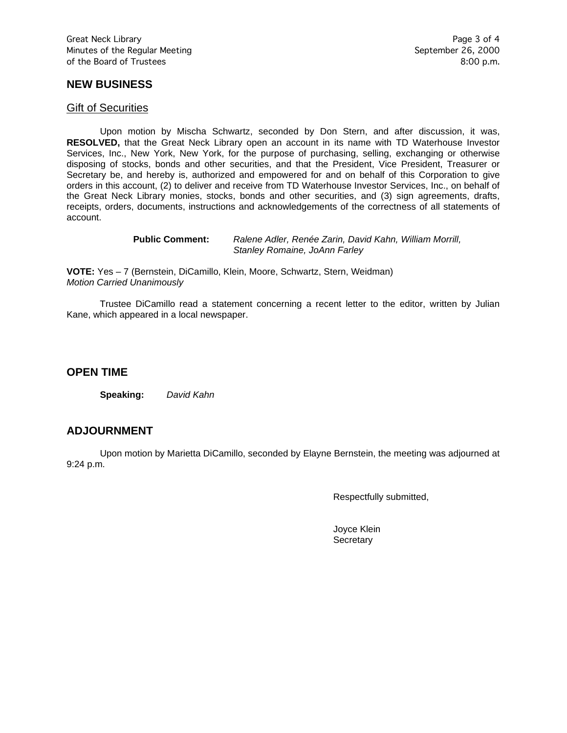## NEW BUSINESS

### Gift of Securities

Upon motion by Mischa Schwartz, seconded by Don Stern, and after discussion, it was, **RESOLVED,** that the Great Neck Library open an account in its name with TD Waterhouse Investor Services, Inc., New York, New York, for the purpose of purchasing, selling, exchanging or otherwise disposing of stocks, bonds and other securities, and that the President, Vice President, Treasurer or Secretary be, and hereby is, authorized and empowered for and on behalf of this Corporation to give orders in this account, (2) to deliver and receive from TD Waterhouse Investor Services, Inc., on behalf of the Great Neck Library monies, stocks, bonds and other securities, and (3) sign agreements, drafts, receipts, orders, documents, instructions and acknowledgements of the correctness of all statements of account.

**Public Comment:** *Ralene Adler, Renée Zarin, David Kahn, William Morrill, Stanley Romaine, JoAnn Farley*

**VOTE:** Yes – 7 (Bernstein, DiCamillo, Klein, Moore, Schwartz, Stern, Weidman)
*Motion Carried Unanimously*

Trustee DiCamillo read a statement concerning a recent letter to the editor, written by Julian Kane, which appeared in a local newspaper.

## OPEN TIME

**Speaking:** *David Kahn*

## ADJOURNMENT

Upon motion by Marietta DiCamillo, seconded by Elayne Bernstein, the meeting was adjourned at 9:24 p.m.

Respectfully submitted,

Joyce Klein
Secretary